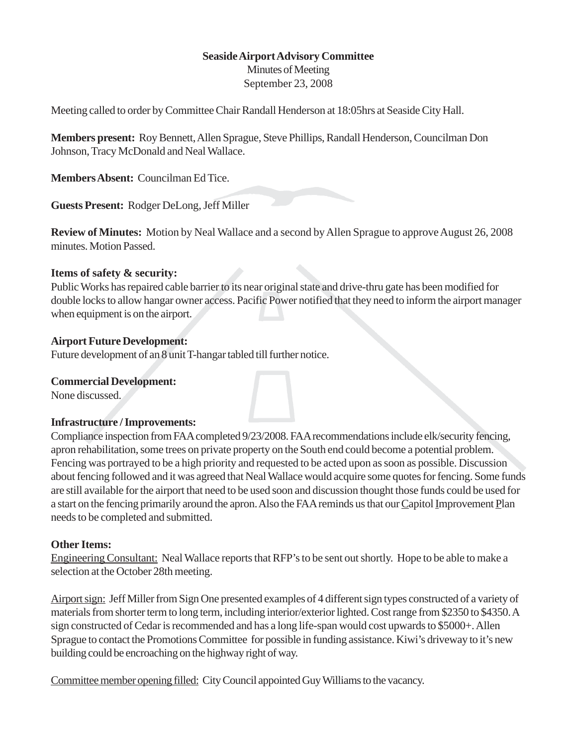**Seaside Airport Advisory Committee**

Minutes of Meeting

September 23, 2008

Meeting called to order by Committee Chair Randall Henderson at 18:05hrs at Seaside City Hall.

**Members present:** Roy Bennett, Allen Sprague, Steve Phillips, Randall Henderson, Councilman Don Johnson, Tracy McDonald and Neal Wallace.

**Members Absent:** Councilman Ed Tice.

**Guests Present:** Rodger DeLong, Jeff Miller

**Review of Minutes:** Motion by Neal Wallace and a second by Allen Sprague to approve August 26, 2008 minutes. Motion Passed.

**Items of safety & security:**

Public Works has repaired cable barrier to its near original state and drive-thru gate has been modified for double locks to allow hangar owner access. Pacific Power notified that they need to inform the airport manager when equipment is on the airport.

**Airport Future Development:**

Future development of an 8 unit T-hangar tabled till further notice.

**Commercial Development:**

None discussed.

**Infrastructure / Improvements:**

Compliance inspection from FAA completed 9/23/2008. FAA recommendations include elk/security fencing, apron rehabilitation, some trees on private property on the South end could become a potential problem. Fencing was portrayed to be a high priority and requested to be acted upon as soon as possible. Discussion about fencing followed and it was agreed that Neal Wallace would acquire some quotes for fencing. Some funds are still available for the airport that need to be used soon and discussion thought those funds could be used for a start on the fencing primarily around the apron. Also the FAA reminds us that our <u>C</u>apitol <u>I</u>mprovement <u>P</u>lan needs to be completed and submitted.

**Other Items:**

<u>Engineering Consultant:</u> Neal Wallace reports that RFP's to be sent out shortly. Hope to be able to make a selection at the October 28th meeting.

<u>Airport sign:</u> Jeff Miller from Sign One presented examples of 4 different sign types constructed of a variety of materials from shorter term to long term, including interior/exterior lighted. Cost range from $2350 to $4350. A sign constructed of Cedar is recommended and has a long life-span would cost upwards to $5000+. Allen Sprague to contact the Promotions Committee for possible in funding assistance. Kiwi's driveway to it's new building could be encroaching on the highway right of way.

<u>Committee member opening filled:</u> City Council appointed Guy Williams to the vacancy.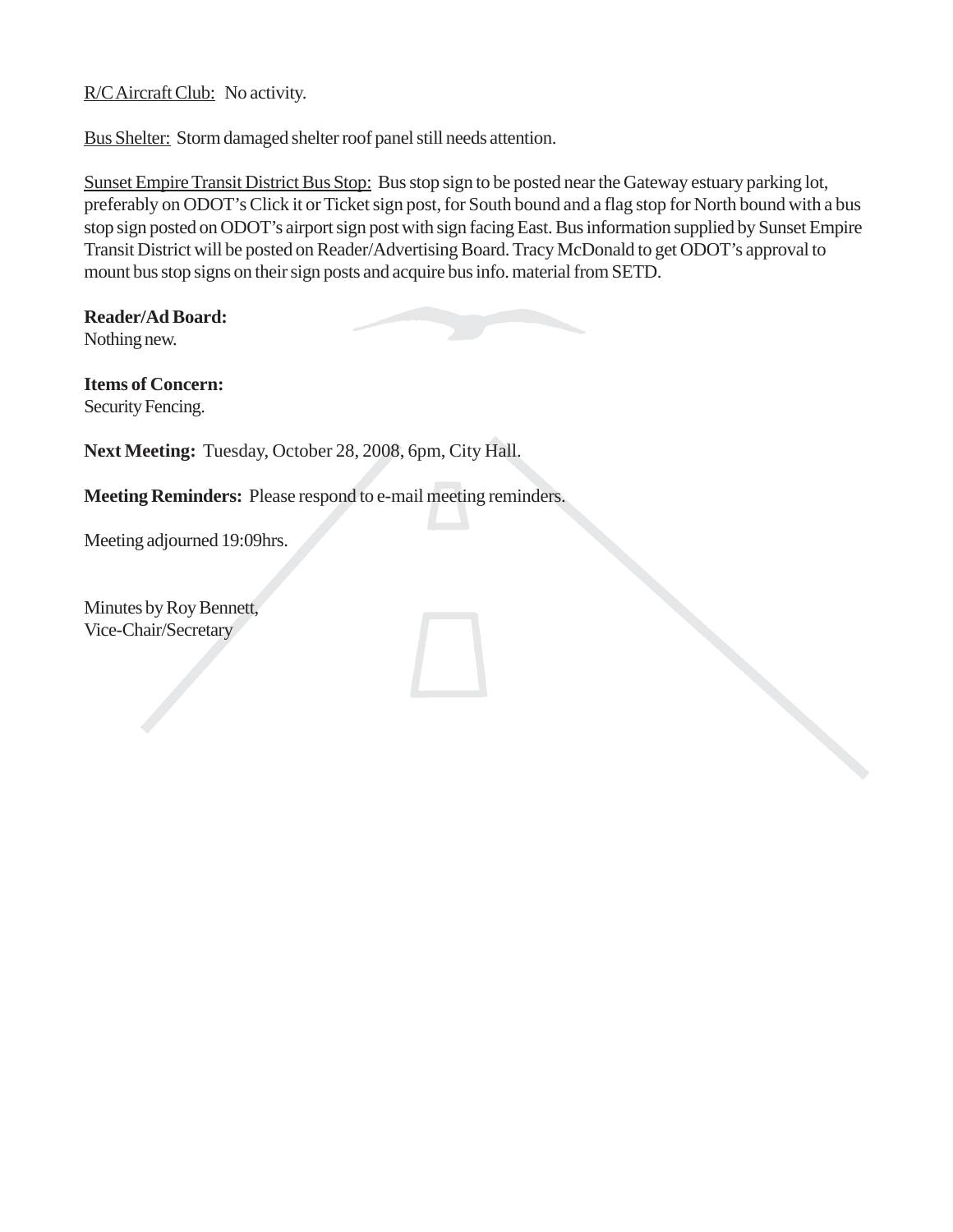R/C Aircraft Club: No activity.

Bus Shelter: Storm damaged shelter roof panel still needs attention.

Sunset Empire Transit District Bus Stop: Bus stop sign to be posted near the Gateway estuary parking lot, preferably on ODOT's Click it or Ticket sign post, for South bound and a flag stop for North bound with a bus stop sign posted on ODOT's airport sign post with sign facing East. Bus information supplied by Sunset Empire Transit District will be posted on Reader/Advertising Board. Tracy McDonald to get ODOT's approval to mount bus stop signs on their sign posts and acquire bus info. material from SETD.

**Reader/Ad Board:**
Nothing new.

**Items of Concern:**
Security Fencing.

**Next Meeting:** Tuesday, October 28, 2008, 6pm, City Hall.

**Meeting Reminders:** Please respond to e-mail meeting reminders.

Meeting adjourned 19:09hrs.

Minutes by Roy Bennett,
Vice-Chair/Secretary